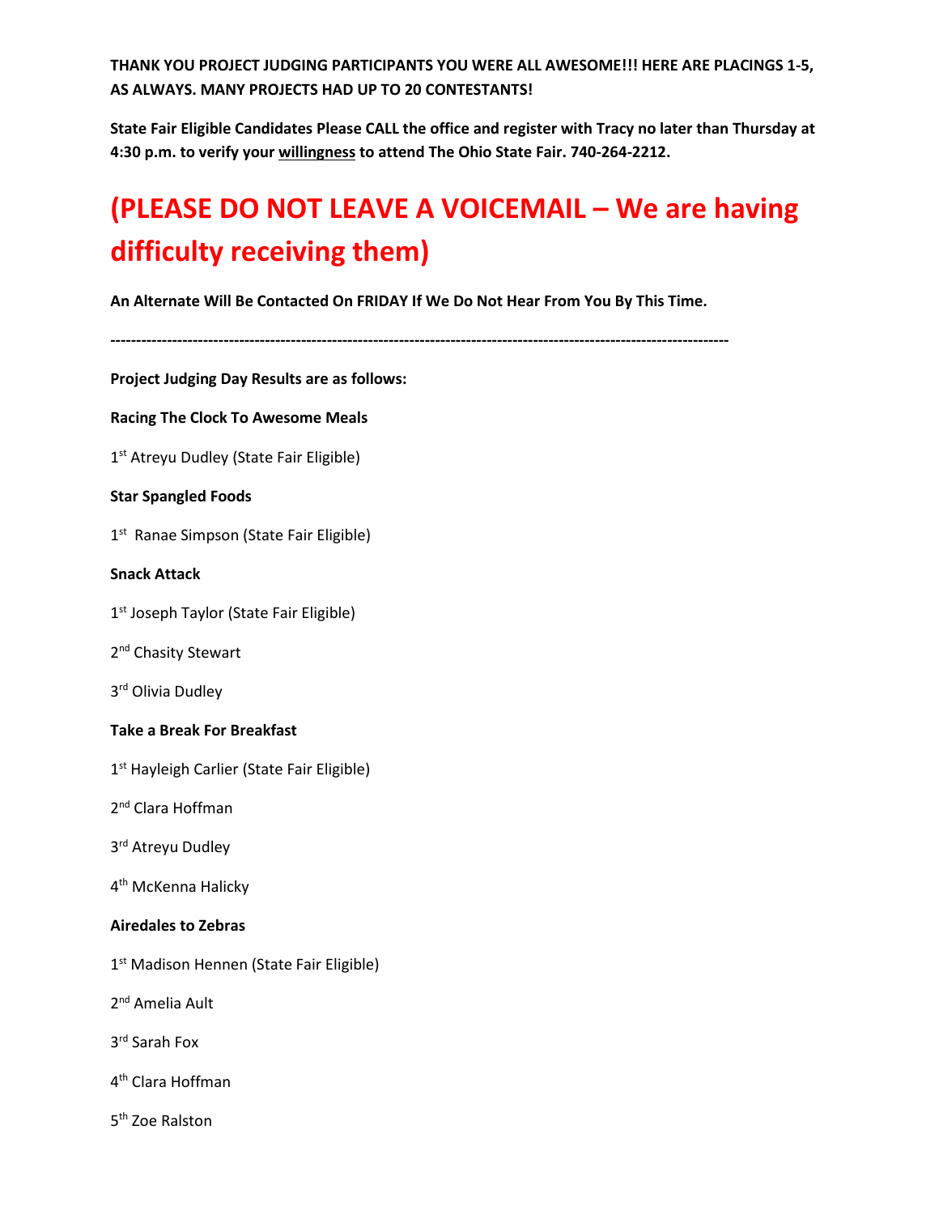**THANK YOU PROJECT JUDGING PARTICIPANTS YOU WERE ALL AWESOME!!! HERE ARE PLACINGS 1-5, AS ALWAYS. MANY PROJECTS HAD UP TO 20 CONTESTANTS!**

**State Fair Eligible Candidates Please CALL the office and register with Tracy no later than Thursday at 4:30 p.m. to verify your <u>willingness</u> to attend The Ohio State Fair. 740-264-2212.**

# (PLEASE DO NOT LEAVE A VOICEMAIL – We are having difficulty receiving them)

**An Alternate Will Be Contacted On FRIDAY If We Do Not Hear From You By This Time.**

---

**Project Judging Day Results are as follows:**

**Racing The Clock To Awesome Meals**

1st Atreyu Dudley (State Fair Eligible)

**Star Spangled Foods**

1st Ranae Simpson (State Fair Eligible)

**Snack Attack**

1st Joseph Taylor (State Fair Eligible)

2nd Chasity Stewart

3rd Olivia Dudley

**Take a Break For Breakfast**

1st Hayleigh Carlier (State Fair Eligible)

2nd Clara Hoffman

3rd Atreyu Dudley

4th McKenna Halicky

**Airedales to Zebras**

1st Madison Hennen (State Fair Eligible)

2nd Amelia Ault

3rd Sarah Fox

4th Clara Hoffman

5th Zoe Ralston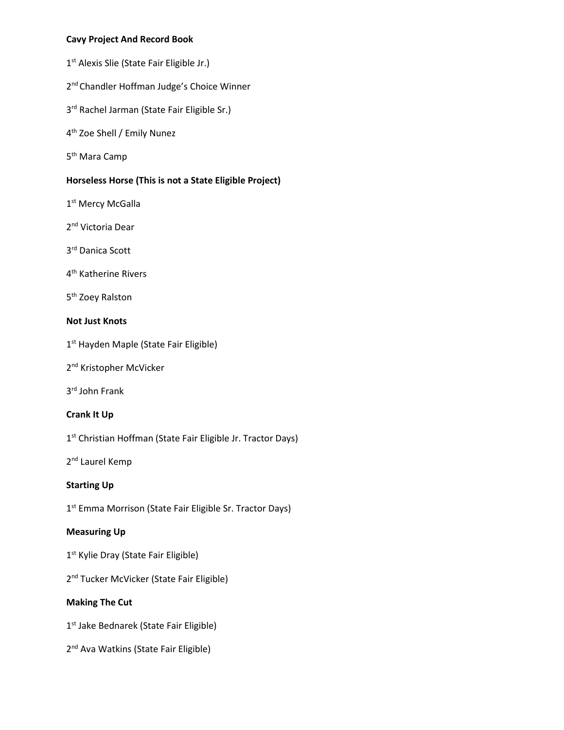**Cavy Project And Record Book**

1st Alexis Slie (State Fair Eligible Jr.)

2nd Chandler Hoffman Judge's Choice Winner

3rd Rachel Jarman (State Fair Eligible Sr.)

4th Zoe Shell / Emily Nunez

5th Mara Camp

**Horseless Horse (This is not a State Eligible Project)**

1st Mercy McGalla

2nd Victoria Dear

3rd Danica Scott

4th Katherine Rivers

5th Zoey Ralston

**Not Just Knots**

1st Hayden Maple (State Fair Eligible)

2nd Kristopher McVicker

3rd John Frank

**Crank It Up**

1st Christian Hoffman (State Fair Eligible Jr. Tractor Days)

2nd Laurel Kemp

**Starting Up**

1st Emma Morrison (State Fair Eligible Sr. Tractor Days)

**Measuring Up**

1st Kylie Dray (State Fair Eligible)

2nd Tucker McVicker (State Fair Eligible)

**Making The Cut**

1st Jake Bednarek (State Fair Eligible)

2nd Ava Watkins (State Fair Eligible)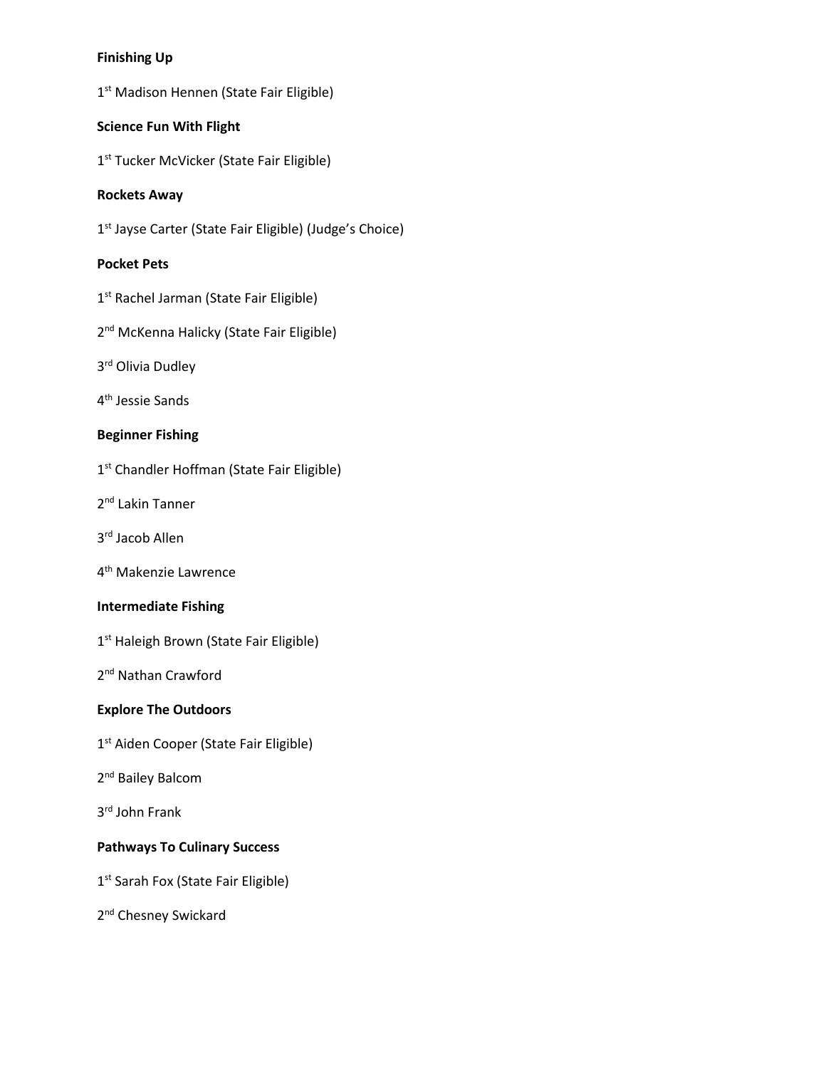**Finishing Up**

1st Madison Hennen (State Fair Eligible)

**Science Fun With Flight**

1st Tucker McVicker (State Fair Eligible)

**Rockets Away**

1st Jayse Carter (State Fair Eligible) (Judge's Choice)

**Pocket Pets**

1st Rachel Jarman (State Fair Eligible)

2nd McKenna Halicky (State Fair Eligible)

3rd Olivia Dudley

4th Jessie Sands

**Beginner Fishing**

1st Chandler Hoffman (State Fair Eligible)

2nd Lakin Tanner

3rd Jacob Allen

4th Makenzie Lawrence

**Intermediate Fishing**

1st Haleigh Brown (State Fair Eligible)

2nd Nathan Crawford

**Explore The Outdoors**

1st Aiden Cooper (State Fair Eligible)

2nd Bailey Balcom

3rd John Frank

**Pathways To Culinary Success**

1st Sarah Fox (State Fair Eligible)

2nd Chesney Swickard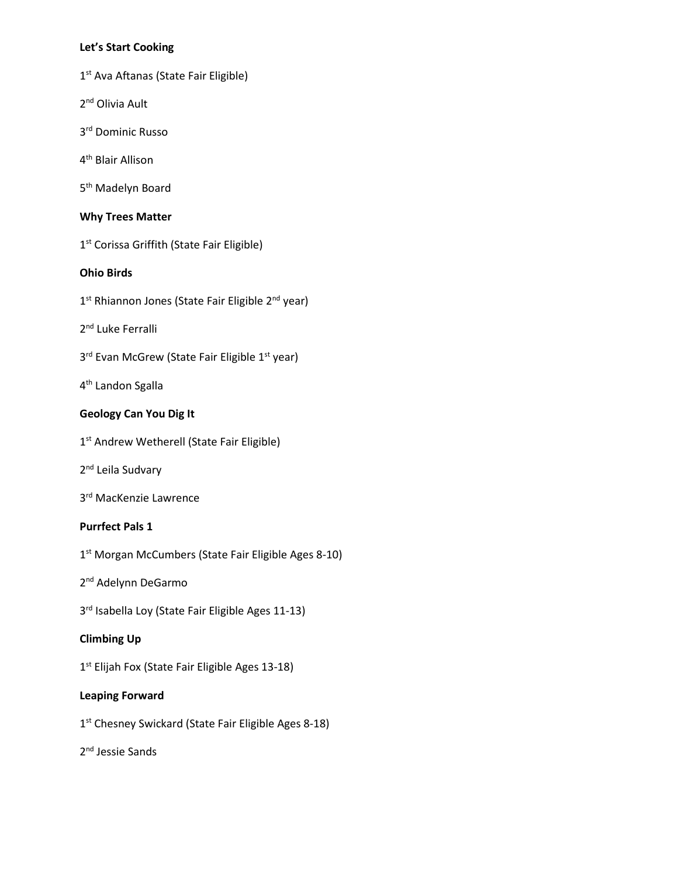**Let's Start Cooking**

1st Ava Aftanas (State Fair Eligible)

2nd Olivia Ault

3rd Dominic Russo

4th Blair Allison

5th Madelyn Board

**Why Trees Matter**

1st Corissa Griffith (State Fair Eligible)

**Ohio Birds**

1st Rhiannon Jones (State Fair Eligible 2nd year)

2nd Luke Ferralli

3rd Evan McGrew (State Fair Eligible 1st year)

4th Landon Sgalla

**Geology Can You Dig It**

1st Andrew Wetherell (State Fair Eligible)

2nd Leila Sudvary

3rd MacKenzie Lawrence

**Purrfect Pals 1**

1st Morgan McCumbers (State Fair Eligible Ages 8-10)

2nd Adelynn DeGarmo

3rd Isabella Loy (State Fair Eligible Ages 11-13)

**Climbing Up**

1st Elijah Fox (State Fair Eligible Ages 13-18)

**Leaping Forward**

1st Chesney Swickard (State Fair Eligible Ages 8-18)

2nd Jessie Sands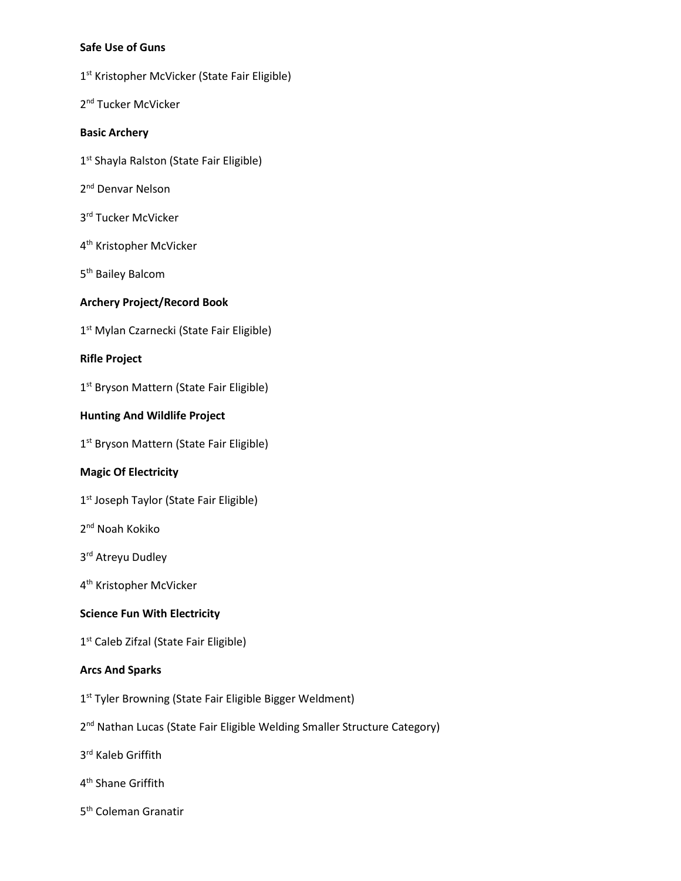**Safe Use of Guns**

1st Kristopher McVicker (State Fair Eligible)

2nd Tucker McVicker

**Basic Archery**

1st Shayla Ralston (State Fair Eligible)

2nd Denvar Nelson

3rd Tucker McVicker

4th Kristopher McVicker

5th Bailey Balcom

**Archery Project/Record Book**

1st Mylan Czarnecki (State Fair Eligible)

**Rifle Project**

1st Bryson Mattern (State Fair Eligible)

**Hunting And Wildlife Project**

1st Bryson Mattern (State Fair Eligible)

**Magic Of Electricity**

1st Joseph Taylor (State Fair Eligible)

2nd Noah Kokiko

3rd Atreyu Dudley

4th Kristopher McVicker

**Science Fun With Electricity**

1st Caleb Zifzal (State Fair Eligible)

**Arcs And Sparks**

1st Tyler Browning (State Fair Eligible Bigger Weldment)

2nd Nathan Lucas (State Fair Eligible Welding Smaller Structure Category)

3rd Kaleb Griffith

4th Shane Griffith

5th Coleman Granatir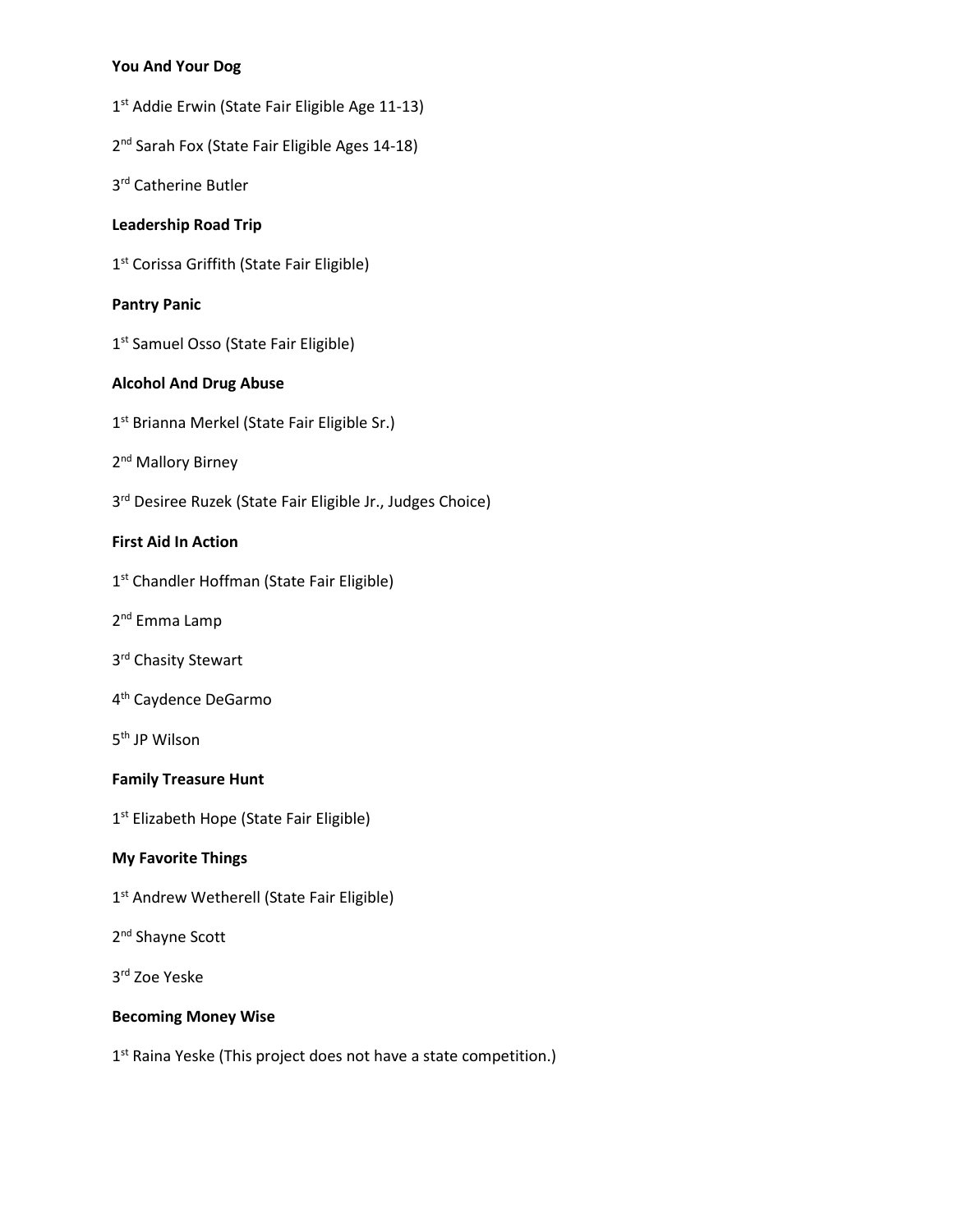**You And Your Dog**

1st Addie Erwin (State Fair Eligible Age 11-13)

2nd Sarah Fox (State Fair Eligible Ages 14-18)

3rd Catherine Butler

**Leadership Road Trip**

1st Corissa Griffith (State Fair Eligible)

**Pantry Panic**

1st Samuel Osso (State Fair Eligible)

**Alcohol And Drug Abuse**

1st Brianna Merkel (State Fair Eligible Sr.)

2nd Mallory Birney

3rd Desiree Ruzek (State Fair Eligible Jr., Judges Choice)

**First Aid In Action**

1st Chandler Hoffman (State Fair Eligible)

2nd Emma Lamp

3rd Chasity Stewart

4th Caydence DeGarmo

5th JP Wilson

**Family Treasure Hunt**

1st Elizabeth Hope (State Fair Eligible)

**My Favorite Things**

1st Andrew Wetherell (State Fair Eligible)

2nd Shayne Scott

3rd Zoe Yeske

**Becoming Money Wise**

1st Raina Yeske (This project does not have a state competition.)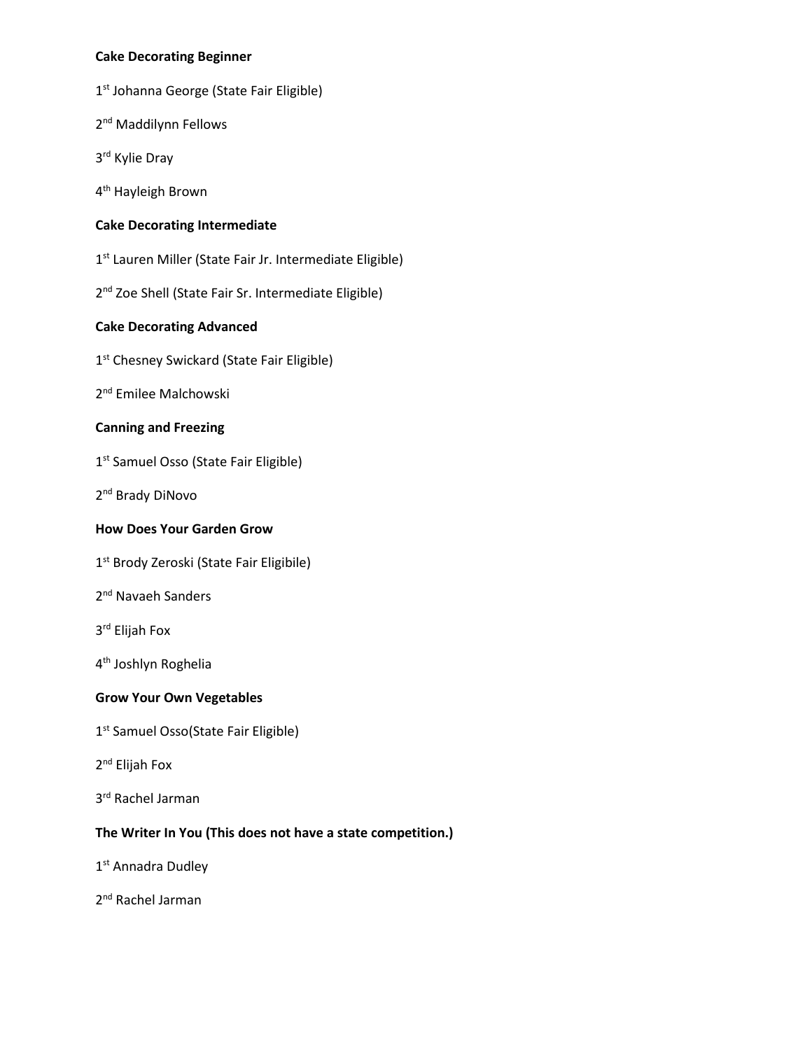**Cake Decorating Beginner**

1st Johanna George (State Fair Eligible)

2nd Maddilynn Fellows

3rd Kylie Dray

4th Hayleigh Brown

**Cake Decorating Intermediate**

1st Lauren Miller (State Fair Jr. Intermediate Eligible)

2nd Zoe Shell (State Fair Sr. Intermediate Eligible)

**Cake Decorating Advanced**

1st Chesney Swickard (State Fair Eligible)

2nd Emilee Malchowski

**Canning and Freezing**

1st Samuel Osso (State Fair Eligible)

2nd Brady DiNovo

**How Does Your Garden Grow**

1st Brody Zeroski (State Fair Eligibile)

2nd Navaeh Sanders

3rd Elijah Fox

4th Joshlyn Roghelia

**Grow Your Own Vegetables**

1st Samuel Osso(State Fair Eligible)

2nd Elijah Fox

3rd Rachel Jarman

**The Writer In You (This does not have a state competition.)**

1st Annadra Dudley

2nd Rachel Jarman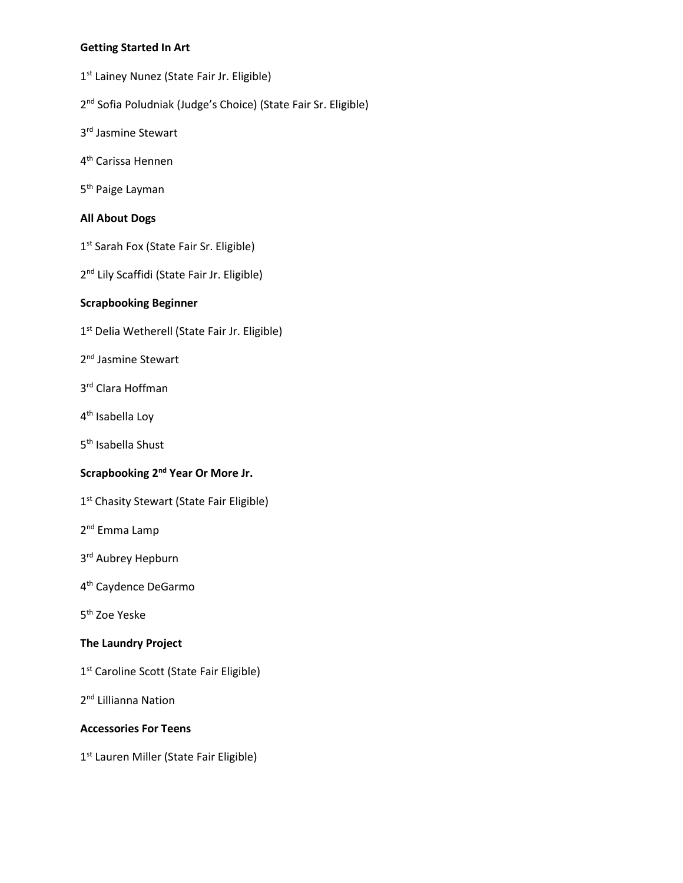**Getting Started In Art**

1st Lainey Nunez (State Fair Jr. Eligible)

2nd Sofia Poludniak (Judge's Choice) (State Fair Sr. Eligible)

3rd Jasmine Stewart

4th Carissa Hennen

5th Paige Layman

**All About Dogs**

1st Sarah Fox (State Fair Sr. Eligible)

2nd Lily Scaffidi (State Fair Jr. Eligible)

**Scrapbooking Beginner**

1st Delia Wetherell (State Fair Jr. Eligible)

2nd Jasmine Stewart

3rd Clara Hoffman

4th Isabella Loy

5th Isabella Shust

**Scrapbooking 2nd Year Or More Jr.**

1st Chasity Stewart (State Fair Eligible)

2nd Emma Lamp

3rd Aubrey Hepburn

4th Caydence DeGarmo

5th Zoe Yeske

**The Laundry Project**

1st Caroline Scott (State Fair Eligible)

2nd Lillianna Nation

**Accessories For Teens**

1st Lauren Miller (State Fair Eligible)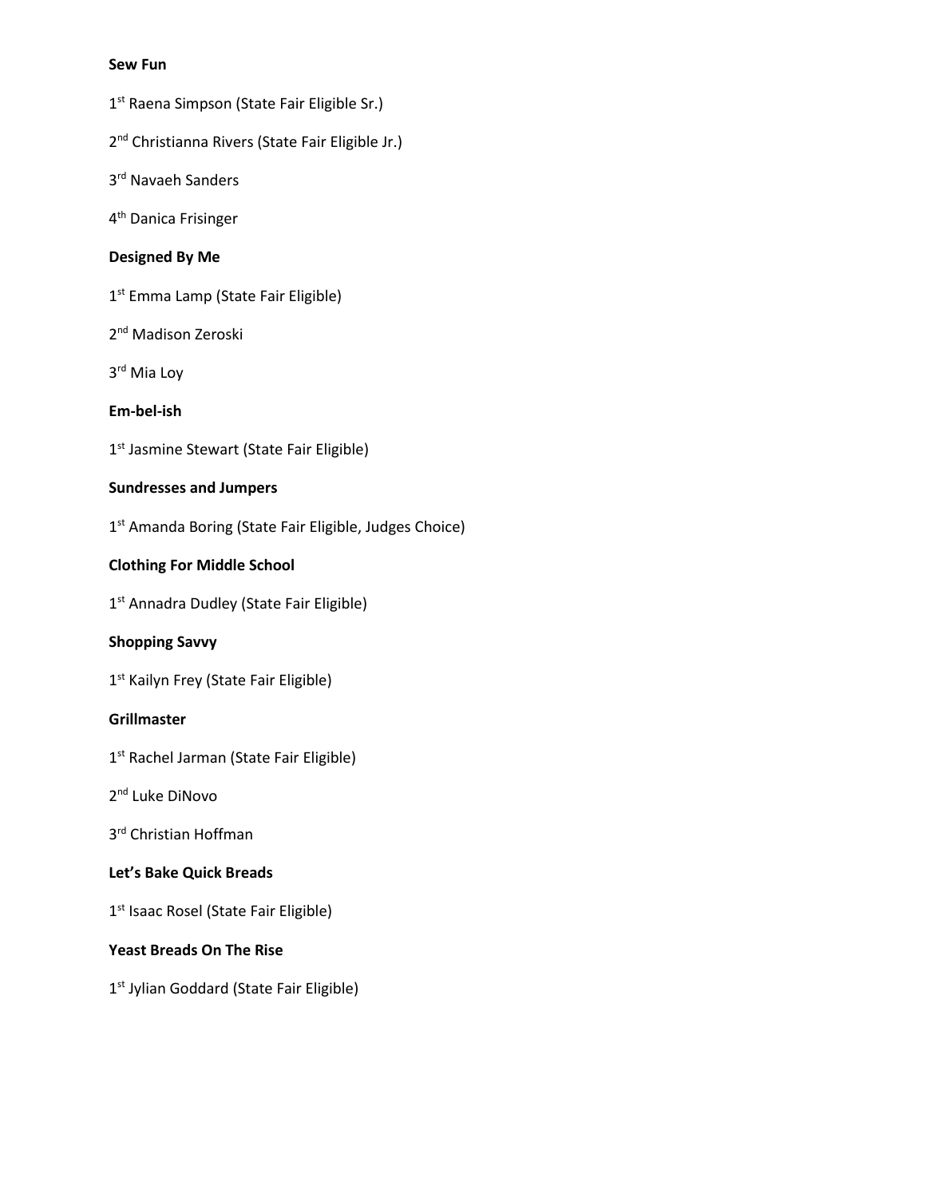**Sew Fun**

1st Raena Simpson (State Fair Eligible Sr.)

2nd Christianna Rivers (State Fair Eligible Jr.)

3rd Navaeh Sanders

4th Danica Frisinger

**Designed By Me**

1st Emma Lamp (State Fair Eligible)

2nd Madison Zeroski

3rd Mia Loy

**Em-bel-ish**

1st Jasmine Stewart (State Fair Eligible)

**Sundresses and Jumpers**

1st Amanda Boring (State Fair Eligible, Judges Choice)

**Clothing For Middle School**

1st Annadra Dudley (State Fair Eligible)

**Shopping Savvy**

1st Kailyn Frey (State Fair Eligible)

**Grillmaster**

1st Rachel Jarman (State Fair Eligible)

2nd Luke DiNovo

3rd Christian Hoffman

**Let's Bake Quick Breads**

1st Isaac Rosel (State Fair Eligible)

**Yeast Breads On The Rise**

1st Jylian Goddard (State Fair Eligible)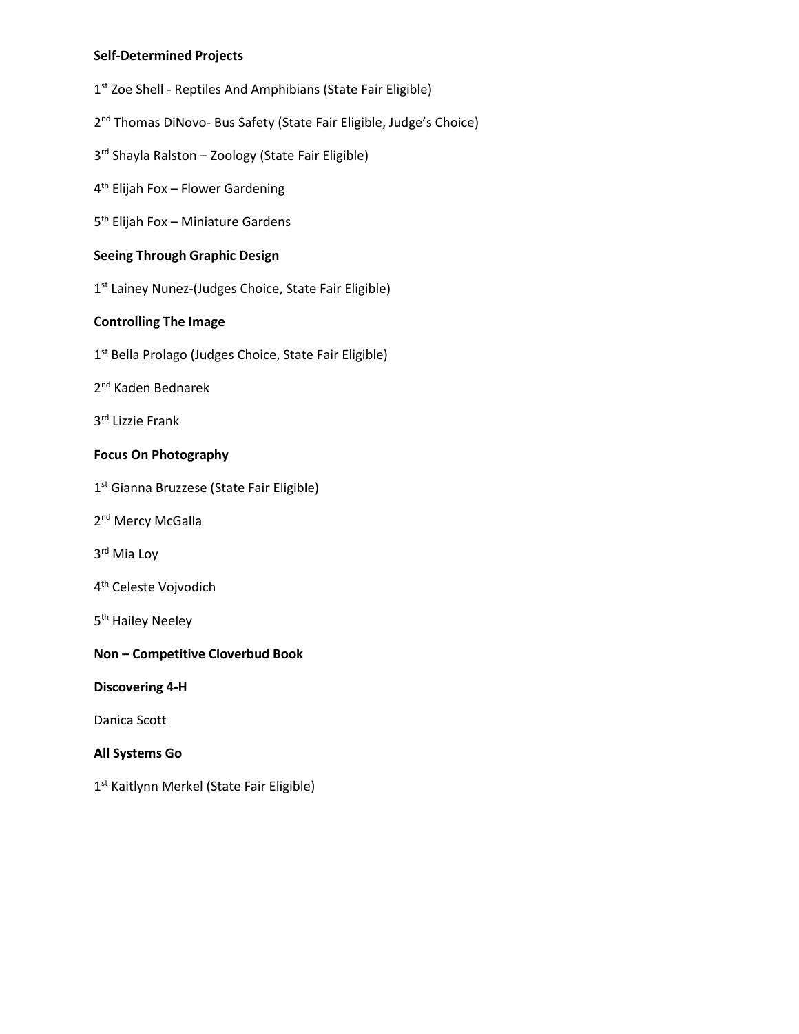**Self-Determined Projects**

1st Zoe Shell - Reptiles And Amphibians (State Fair Eligible)

2nd Thomas DiNovo- Bus Safety (State Fair Eligible, Judge's Choice)

3rd Shayla Ralston – Zoology (State Fair Eligible)

4th Elijah Fox – Flower Gardening

5th Elijah Fox – Miniature Gardens

**Seeing Through Graphic Design**

1st Lainey Nunez-(Judges Choice, State Fair Eligible)

**Controlling The Image**

1st Bella Prolago (Judges Choice, State Fair Eligible)

2nd Kaden Bednarek

3rd Lizzie Frank

**Focus On Photography**

1st Gianna Bruzzese (State Fair Eligible)

2nd Mercy McGalla

3rd Mia Loy

4th Celeste Vojvodich

5th Hailey Neeley

**Non – Competitive Cloverbud Book**

**Discovering 4-H**

Danica Scott

**All Systems Go**

1st Kaitlynn Merkel (State Fair Eligible)